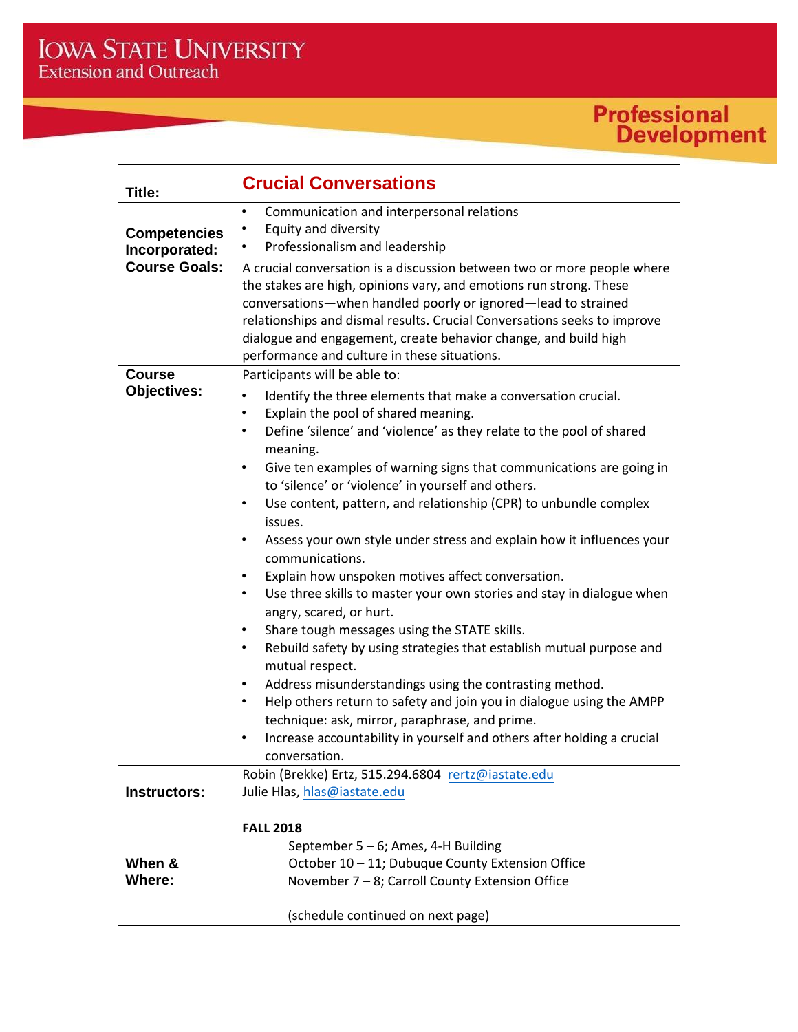Iowa State University
Extension and Outreach

Professional Development

| | |
|---|---|
| **Title:** | **Crucial Conversations** |
| **Competencies Incorporated:** | • Communication and interpersonal relations<br>• Equity and diversity<br>• Professionalism and leadership |
| **Course Goals:** | A crucial conversation is a discussion between two or more people where the stakes are high, opinions vary, and emotions run strong. These conversations—when handled poorly or ignored—lead to strained relationships and dismal results. Crucial Conversations seeks to improve dialogue and engagement, create behavior change, and build high performance and culture in these situations. |
| **Course Objectives:** | Participants will be able to:<br>• Identify the three elements that make a conversation crucial.<br>• Explain the pool of shared meaning.<br>• Define 'silence' and 'violence' as they relate to the pool of shared meaning.<br>• Give ten examples of warning signs that communications are going in to 'silence' or 'violence' in yourself and others.<br>• Use content, pattern, and relationship (CPR) to unbundle complex issues.<br>• Assess your own style under stress and explain how it influences your communications.<br>• Explain how unspoken motives affect conversation.<br>• Use three skills to master your own stories and stay in dialogue when angry, scared, or hurt.<br>• Share tough messages using the STATE skills.<br>• Rebuild safety by using strategies that establish mutual purpose and mutual respect.<br>• Address misunderstandings using the contrasting method.<br>• Help others return to safety and join you in dialogue using the AMPP technique: ask, mirror, paraphrase, and prime.<br>• Increase accountability in yourself and others after holding a crucial conversation. |
| **Instructors:** | Robin (Brekke) Ertz, 515.294.6804 rertz@iastate.edu<br>Julie Hlas, hlas@iastate.edu |
| **When & Where:** | **FALL 2018**<br>September 5 – 6; Ames, 4-H Building<br>October 10 – 11; Dubuque County Extension Office<br>November 7 – 8; Carroll County Extension Office<br><br>(schedule continued on next page) |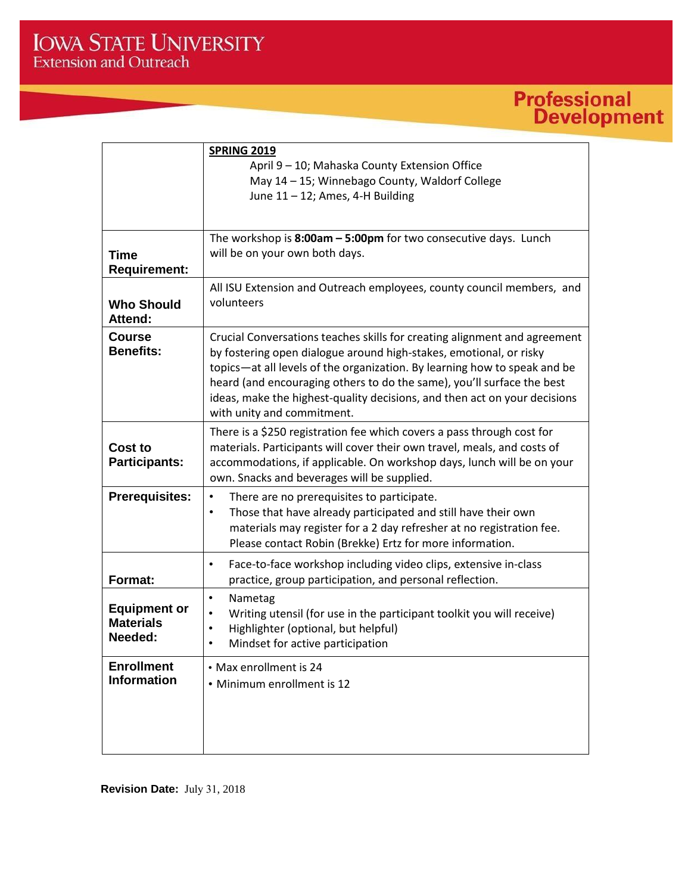Iowa State University
Extension and Outreach

Professional Development

| | |
|---|---|
| | **SPRING 2019**<br>April 9 – 10; Mahaska County Extension Office<br>May 14 – 15; Winnebago County, Waldorf College<br>June 11 – 12; Ames, 4-H Building |
| **Time Requirement:** | The workshop is **8:00am – 5:00pm** for two consecutive days. Lunch will be on your own both days. |
| **Who Should Attend:** | All ISU Extension and Outreach employees, county council members, and volunteers |
| **Course Benefits:** | Crucial Conversations teaches skills for creating alignment and agreement by fostering open dialogue around high-stakes, emotional, or risky topics—at all levels of the organization. By learning how to speak and be heard (and encouraging others to do the same), you'll surface the best ideas, make the highest-quality decisions, and then act on your decisions with unity and commitment. |
| **Cost to Participants:** | There is a $250 registration fee which covers a pass through cost for materials. Participants will cover their own travel, meals, and costs of accommodations, if applicable. On workshop days, lunch will be on your own. Snacks and beverages will be supplied. |
| **Prerequisites:** | • There are no prerequisites to participate.<br>• Those that have already participated and still have their own materials may register for a 2 day refresher at no registration fee. Please contact Robin (Brekke) Ertz for more information. |
| **Format:** | • Face-to-face workshop including video clips, extensive in-class practice, group participation, and personal reflection. |
| **Equipment or Materials Needed:** | • Nametag<br>• Writing utensil (for use in the participant toolkit you will receive)<br>• Highlighter (optional, but helpful)<br>• Mindset for active participation |
| **Enrollment Information** | • Max enrollment is 24<br>• Minimum enrollment is 12 |

**Revision Date:** July 31, 2018